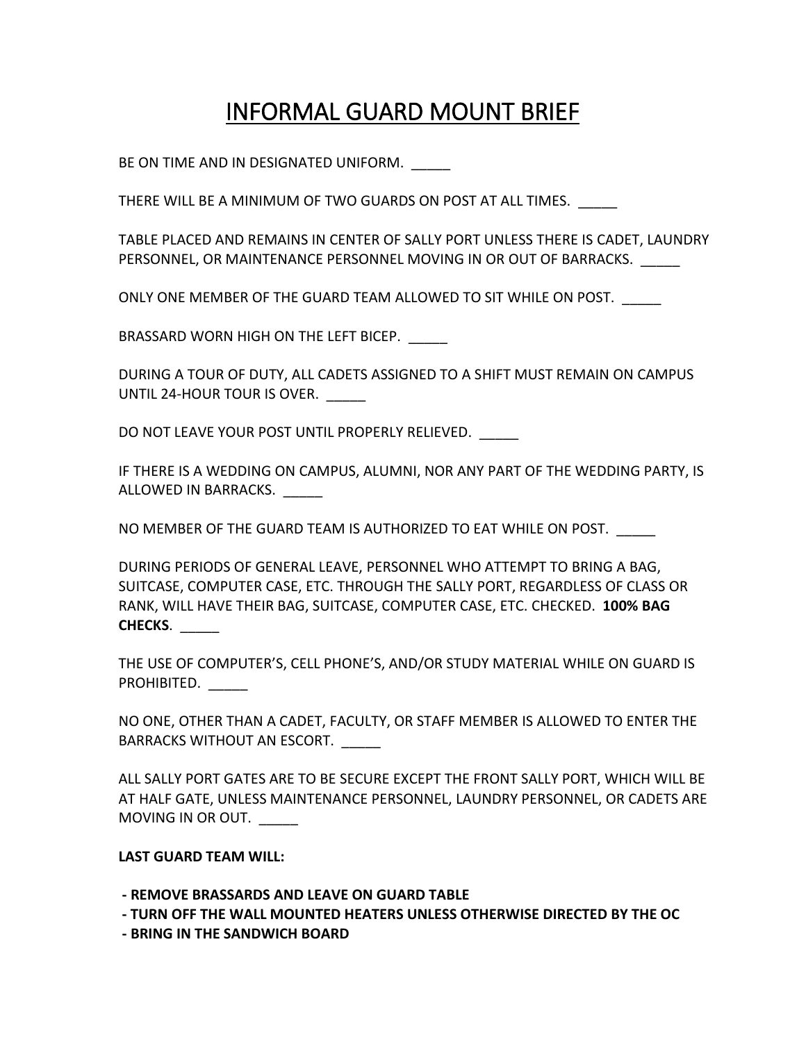# INFORMAL GUARD MOUNT BRIEF

BE ON TIME AND IN DESIGNATED UNIFORM. _____

THERE WILL BE A MINIMUM OF TWO GUARDS ON POST AT ALL TIMES. _____

TABLE PLACED AND REMAINS IN CENTER OF SALLY PORT UNLESS THERE IS CADET, LAUNDRY PERSONNEL, OR MAINTENANCE PERSONNEL MOVING IN OR OUT OF BARRACKS. _____

ONLY ONE MEMBER OF THE GUARD TEAM ALLOWED TO SIT WHILE ON POST. _____

BRASSARD WORN HIGH ON THE LEFT BICEP. _____

DURING A TOUR OF DUTY, ALL CADETS ASSIGNED TO A SHIFT MUST REMAIN ON CAMPUS UNTIL 24-HOUR TOUR IS OVER. _____

DO NOT LEAVE YOUR POST UNTIL PROPERLY RELIEVED. _____

IF THERE IS A WEDDING ON CAMPUS, ALUMNI, NOR ANY PART OF THE WEDDING PARTY, IS ALLOWED IN BARRACKS. _____

NO MEMBER OF THE GUARD TEAM IS AUTHORIZED TO EAT WHILE ON POST. _____

DURING PERIODS OF GENERAL LEAVE, PERSONNEL WHO ATTEMPT TO BRING A BAG, SUITCASE, COMPUTER CASE, ETC. THROUGH THE SALLY PORT, REGARDLESS OF CLASS OR RANK, WILL HAVE THEIR BAG, SUITCASE, COMPUTER CASE, ETC. CHECKED. **100% BAG CHECKS**. _____

THE USE OF COMPUTER'S, CELL PHONE'S, AND/OR STUDY MATERIAL WHILE ON GUARD IS PROHIBITED. _____

NO ONE, OTHER THAN A CADET, FACULTY, OR STAFF MEMBER IS ALLOWED TO ENTER THE BARRACKS WITHOUT AN ESCORT. _____

ALL SALLY PORT GATES ARE TO BE SECURE EXCEPT THE FRONT SALLY PORT, WHICH WILL BE AT HALF GATE, UNLESS MAINTENANCE PERSONNEL, LAUNDRY PERSONNEL, OR CADETS ARE MOVING IN OR OUT. _____

**LAST GUARD TEAM WILL:**

- **REMOVE BRASSARDS AND LEAVE ON GUARD TABLE**
- **TURN OFF THE WALL MOUNTED HEATERS UNLESS OTHERWISE DIRECTED BY THE OC**
- **BRING IN THE SANDWICH BOARD**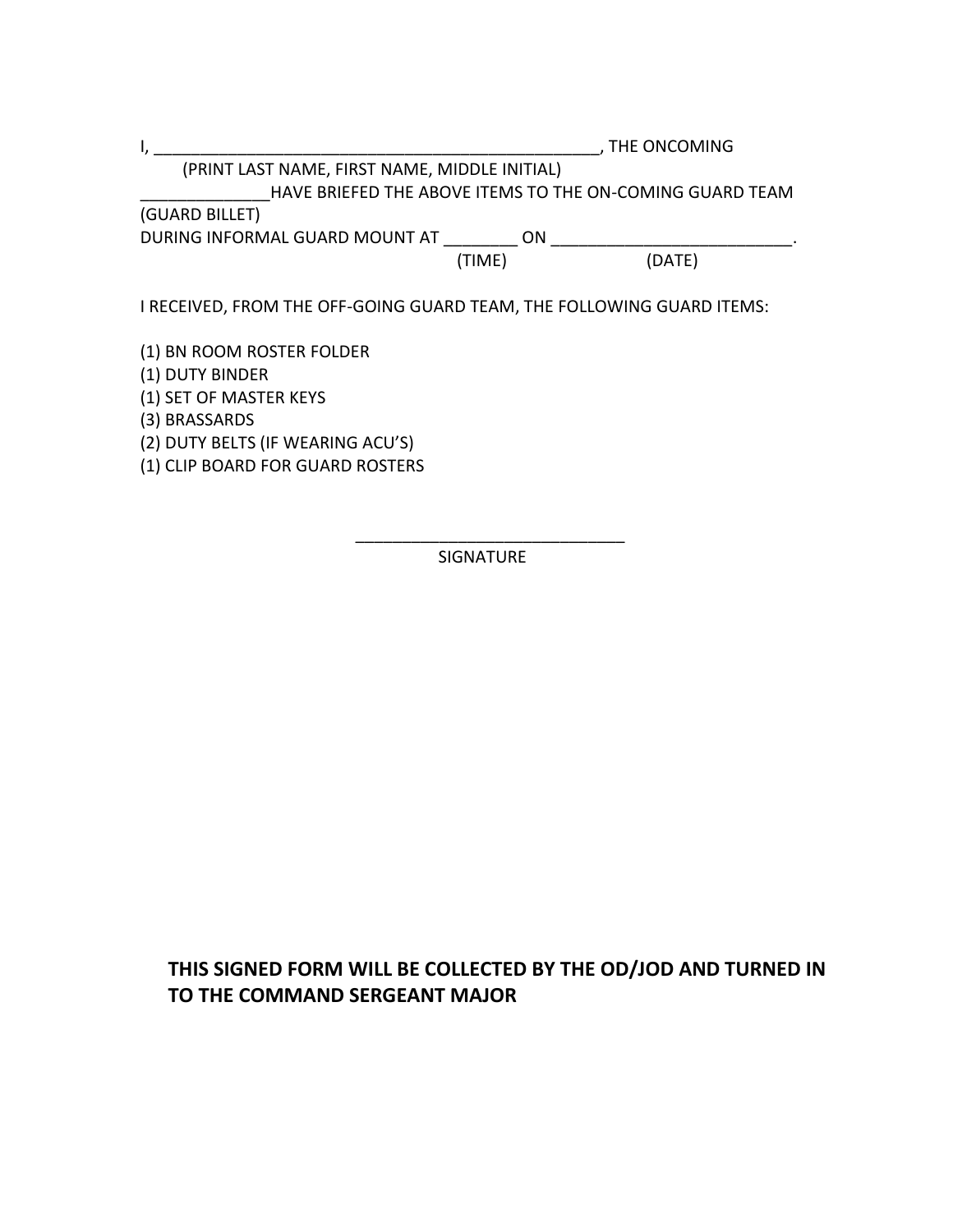I, ___________________________________________________, THE ONCOMING
(PRINT LAST NAME, FIRST NAME, MIDDLE INITIAL)
______________HAVE BRIEFED THE ABOVE ITEMS TO THE ON-COMING GUARD TEAM
(GUARD BILLET)
DURING INFORMAL GUARD MOUNT AT ________ ON ___________________________.
(TIME) (DATE)

I RECEIVED, FROM THE OFF-GOING GUARD TEAM, THE FOLLOWING GUARD ITEMS:

(1) BN ROOM ROSTER FOLDER
(1) DUTY BINDER
(1) SET OF MASTER KEYS
(3) BRASSARDS
(2) DUTY BELTS (IF WEARING ACU'S)
(1) CLIP BOARD FOR GUARD ROSTERS

______________________________
SIGNATURE

**THIS SIGNED FORM WILL BE COLLECTED BY THE OD/JOD AND TURNED IN TO THE COMMAND SERGEANT MAJOR**